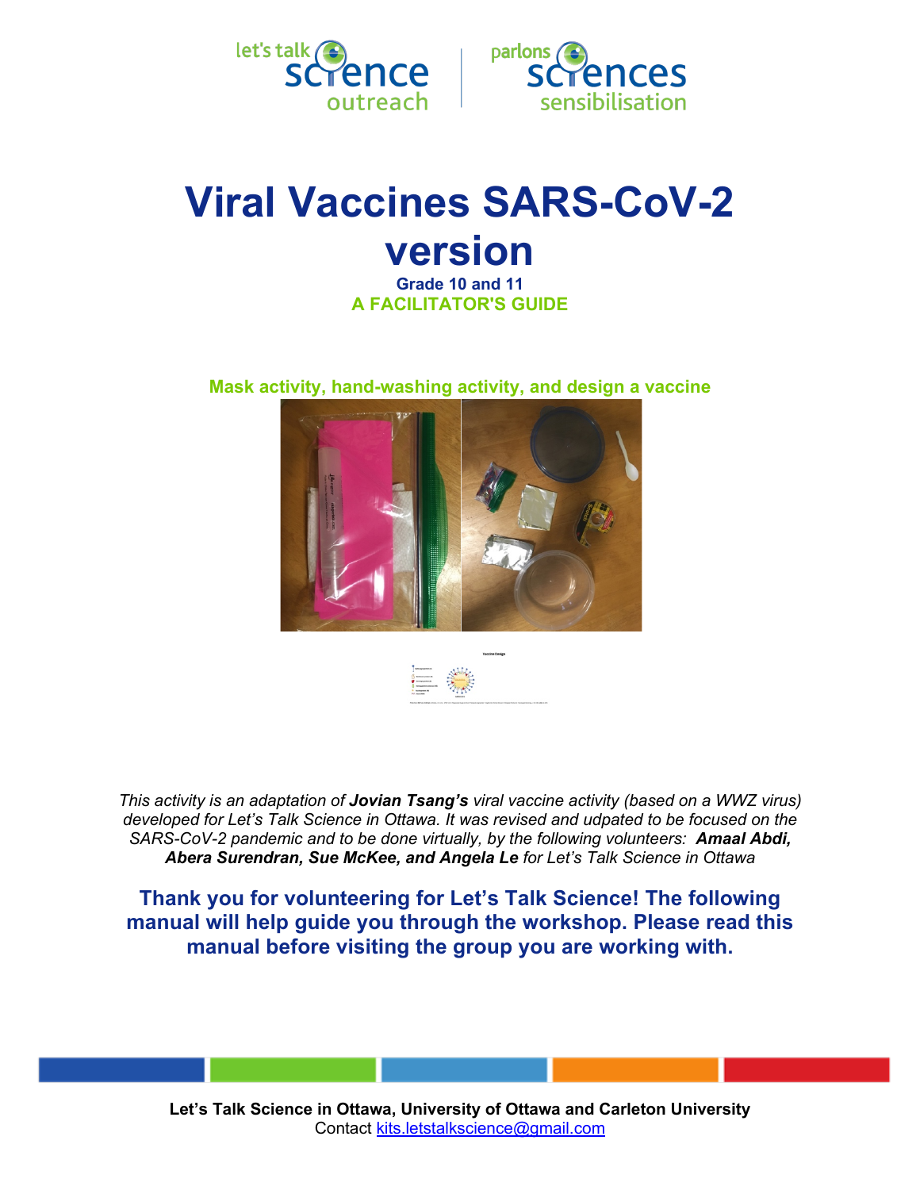# Viral Vaccines SARS-CoV-2 version

**Grade 10 and 11**

**A FACILITATOR'S GUIDE**

**Mask activity, hand-washing activity, and design a vaccine**

*This activity is an adaptation of* ***Jovian Tsang's*** *viral vaccine activity (based on a WWZ virus) developed for Let's Talk Science in Ottawa. It was revised and udpated to be focused on the SARS-CoV-2 pandemic and to be done virtually, by the following volunteers:* ***Amaal Abdi, Abera Surendran, Sue McKee, and Angela Le*** *for Let's Talk Science in Ottawa*

**Thank you for volunteering for Let's Talk Science! The following manual will help guide you through the workshop. Please read this manual before visiting the group you are working with.**

**Let's Talk Science in Ottawa, University of Ottawa and Carleton University**

Contact kits.letstalkscience@gmail.com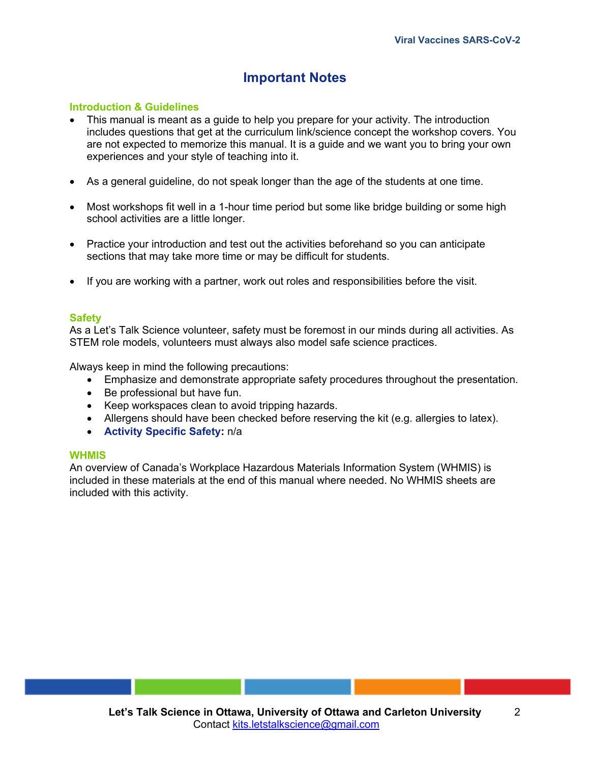# Important Notes

## Introduction & Guidelines

- This manual is meant as a guide to help you prepare for your activity. The introduction includes questions that get at the curriculum link/science concept the workshop covers. You are not expected to memorize this manual. It is a guide and we want you to bring your own experiences and your style of teaching into it.

- As a general guideline, do not speak longer than the age of the students at one time.

- Most workshops fit well in a 1-hour time period but some like bridge building or some high school activities are a little longer.

- Practice your introduction and test out the activities beforehand so you can anticipate sections that may take more time or may be difficult for students.

- If you are working with a partner, work out roles and responsibilities before the visit.

## Safety

As a Let's Talk Science volunteer, safety must be foremost in our minds during all activities. As STEM role models, volunteers must always also model safe science practices.

Always keep in mind the following precautions:

- Emphasize and demonstrate appropriate safety procedures throughout the presentation.
- Be professional but have fun.
- Keep workspaces clean to avoid tripping hazards.
- Allergens should have been checked before reserving the kit (e.g. allergies to latex).
- **Activity Specific Safety:** n/a

## WHMIS

An overview of Canada's Workplace Hazardous Materials Information System (WHMIS) is included in these materials at the end of this manual where needed. No WHMIS sheets are included with this activity.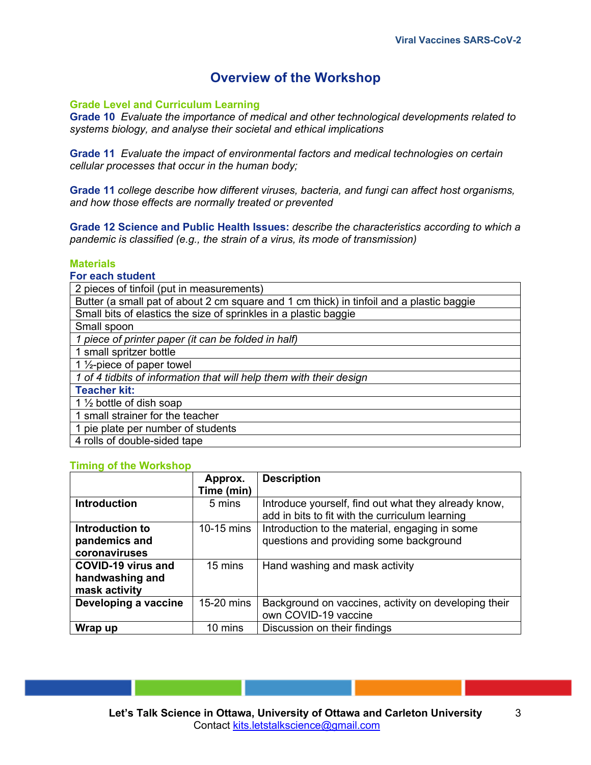## Overview of the Workshop

### Grade Level and Curriculum Learning

**Grade 10** *Evaluate the importance of medical and other technological developments related to systems biology, and analyse their societal and ethical implications*

**Grade 11** *Evaluate the impact of environmental factors and medical technologies on certain cellular processes that occur in the human body;*

**Grade 11** *college describe how different viruses, bacteria, and fungi can affect host organisms, and how those effects are normally treated or prevented*

**Grade 12 Science and Public Health Issues:** *describe the characteristics according to which a pandemic is classified (e.g., the strain of a virus, its mode of transmission)*

### Materials

**For each student**

| |
|---|
| 2 pieces of tinfoil (put in measurements) |
| Butter (a small pat of about 2 cm square and 1 cm thick) in tinfoil and a plastic baggie |
| Small bits of elastics the size of sprinkles in a plastic baggie |
| Small spoon |
| *1 piece of printer paper (it can be folded in half)* |
| 1 small spritzer bottle |
| 1 ½-piece of paper towel |
| *1 of 4 tidbits of information that will help them with their design* |
| **Teacher kit:** |
| 1 ½ bottle of dish soap |
| 1 small strainer for the teacher |
| 1 pie plate per number of students |
| 4 rolls of double-sided tape |

### Timing of the Workshop

| | Approx. Time (min) | Description |
|---|---|---|
| **Introduction** | 5 mins | Introduce yourself, find out what they already know, add in bits to fit with the curriculum learning |
| **Introduction to pandemics and coronaviruses** | 10-15 mins | Introduction to the material, engaging in some questions and providing some background |
| **COVID-19 virus and handwashing and mask activity** | 15 mins | Hand washing and mask activity |
| **Developing a vaccine** | 15-20 mins | Background on vaccines, activity on developing their own COVID-19 vaccine |
| **Wrap up** | 10 mins | Discussion on their findings |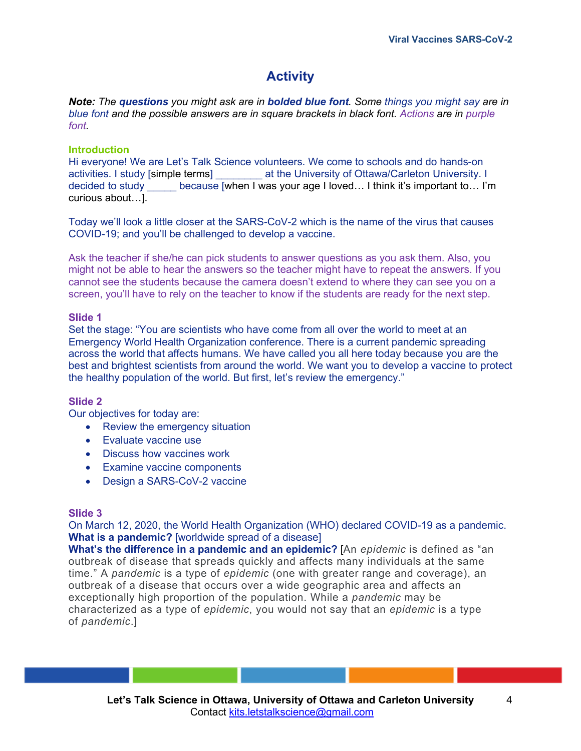## Activity

***Note:*** *The* ***questions*** *you might ask are in* ***bolded blue font****. Some things you might say are in blue font and the possible answers are in square brackets in black font. Actions are in purple font.*

### Introduction

Hi everyone! We are Let's Talk Science volunteers. We come to schools and do hands-on activities. I study [simple terms] ________ at the University of Ottawa/Carleton University. I decided to study _____ because [when I was your age I loved… I think it's important to… I'm curious about…].

Today we'll look a little closer at the SARS-CoV-2 which is the name of the virus that causes COVID-19; and you'll be challenged to develop a vaccine.

Ask the teacher if she/he can pick students to answer questions as you ask them. Also, you might not be able to hear the answers so the teacher might have to repeat the answers. If you cannot see the students because the camera doesn't extend to where they can see you on a screen, you'll have to rely on the teacher to know if the students are ready for the next step.

### Slide 1

Set the stage: "You are scientists who have come from all over the world to meet at an Emergency World Health Organization conference. There is a current pandemic spreading across the world that affects humans. We have called you all here today because you are the best and brightest scientists from around the world. We want you to develop a vaccine to protect the healthy population of the world. But first, let's review the emergency."

### Slide 2

Our objectives for today are:

- Review the emergency situation
- Evaluate vaccine use
- Discuss how vaccines work
- Examine vaccine components
- Design a SARS-CoV-2 vaccine

### Slide 3

On March 12, 2020, the World Health Organization (WHO) declared COVID-19 as a pandemic.
**What is a pandemic?** [worldwide spread of a disease]
**What's the difference in a pandemic and an epidemic?** [An *epidemic* is defined as "an outbreak of disease that spreads quickly and affects many individuals at the same time." A *pandemic* is a type of *epidemic* (one with greater range and coverage), an outbreak of a disease that occurs over a wide geographic area and affects an exceptionally high proportion of the population. While a *pandemic* may be characterized as a type of *epidemic*, you would not say that an *epidemic* is a type of *pandemic*.]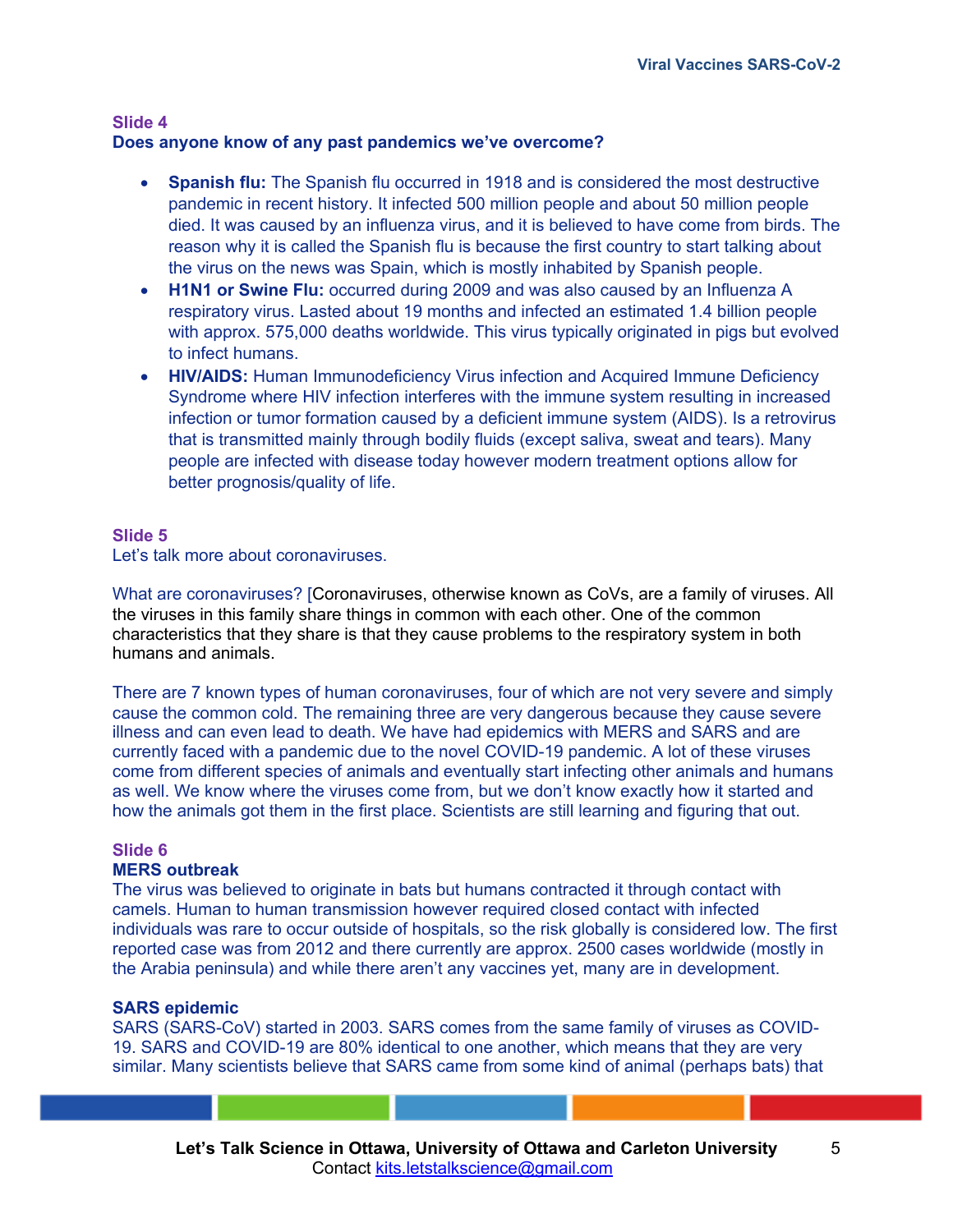**Slide 4**

**Does anyone know of any past pandemics we've overcome?**

- **Spanish flu:** The Spanish flu occurred in 1918 and is considered the most destructive pandemic in recent history. It infected 500 million people and about 50 million people died. It was caused by an influenza virus, and it is believed to have come from birds. The reason why it is called the Spanish flu is because the first country to start talking about the virus on the news was Spain, which is mostly inhabited by Spanish people.
- **H1N1 or Swine Flu:** occurred during 2009 and was also caused by an Influenza A respiratory virus. Lasted about 19 months and infected an estimated 1.4 billion people with approx. 575,000 deaths worldwide. This virus typically originated in pigs but evolved to infect humans.
- **HIV/AIDS:** Human Immunodeficiency Virus infection and Acquired Immune Deficiency Syndrome where HIV infection interferes with the immune system resulting in increased infection or tumor formation caused by a deficient immune system (AIDS). Is a retrovirus that is transmitted mainly through bodily fluids (except saliva, sweat and tears). Many people are infected with disease today however modern treatment options allow for better prognosis/quality of life.

**Slide 5**

Let's talk more about coronaviruses.

What are coronaviruses? [Coronaviruses, otherwise known as CoVs, are a family of viruses. All the viruses in this family share things in common with each other. One of the common characteristics that they share is that they cause problems to the respiratory system in both humans and animals.

There are 7 known types of human coronaviruses, four of which are not very severe and simply cause the common cold. The remaining three are very dangerous because they cause severe illness and can even lead to death. We have had epidemics with MERS and SARS and are currently faced with a pandemic due to the novel COVID-19 pandemic. A lot of these viruses come from different species of animals and eventually start infecting other animals and humans as well. We know where the viruses come from, but we don't know exactly how it started and how the animals got them in the first place. Scientists are still learning and figuring that out.

**Slide 6**

**MERS outbreak**

The virus was believed to originate in bats but humans contracted it through contact with camels. Human to human transmission however required closed contact with infected individuals was rare to occur outside of hospitals, so the risk globally is considered low. The first reported case was from 2012 and there currently are approx. 2500 cases worldwide (mostly in the Arabia peninsula) and while there aren't any vaccines yet, many are in development.

**SARS epidemic**

SARS (SARS-CoV) started in 2003. SARS comes from the same family of viruses as COVID-19. SARS and COVID-19 are 80% identical to one another, which means that they are very similar. Many scientists believe that SARS came from some kind of animal (perhaps bats) that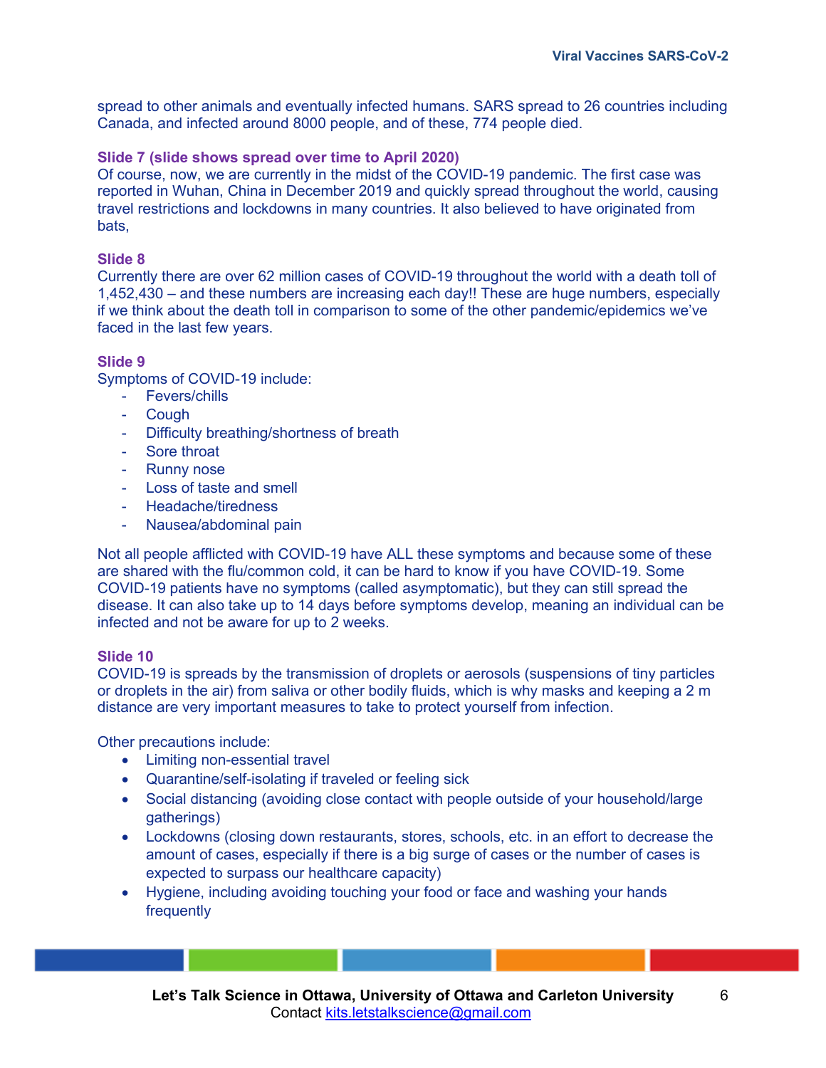spread to other animals and eventually infected humans. SARS spread to 26 countries including Canada, and infected around 8000 people, and of these, 774 people died.

**Slide 7 (slide shows spread over time to April 2020)**

Of course, now, we are currently in the midst of the COVID-19 pandemic. The first case was reported in Wuhan, China in December 2019 and quickly spread throughout the world, causing travel restrictions and lockdowns in many countries. It also believed to have originated from bats,

**Slide 8**

Currently there are over 62 million cases of COVID-19 throughout the world with a death toll of 1,452,430 – and these numbers are increasing each day!! These are huge numbers, especially if we think about the death toll in comparison to some of the other pandemic/epidemics we've faced in the last few years.

**Slide 9**

Symptoms of COVID-19 include:

- Fevers/chills
- Cough
- Difficulty breathing/shortness of breath
- Sore throat
- Runny nose
- Loss of taste and smell
- Headache/tiredness
- Nausea/abdominal pain

Not all people afflicted with COVID-19 have ALL these symptoms and because some of these are shared with the flu/common cold, it can be hard to know if you have COVID-19. Some COVID-19 patients have no symptoms (called asymptomatic), but they can still spread the disease. It can also take up to 14 days before symptoms develop, meaning an individual can be infected and not be aware for up to 2 weeks.

**Slide 10**

COVID-19 is spreads by the transmission of droplets or aerosols (suspensions of tiny particles or droplets in the air) from saliva or other bodily fluids, which is why masks and keeping a 2 m distance are very important measures to take to protect yourself from infection.

Other precautions include:

- Limiting non-essential travel
- Quarantine/self-isolating if traveled or feeling sick
- Social distancing (avoiding close contact with people outside of your household/large gatherings)
- Lockdowns (closing down restaurants, stores, schools, etc. in an effort to decrease the amount of cases, especially if there is a big surge of cases or the number of cases is expected to surpass our healthcare capacity)
- Hygiene, including avoiding touching your food or face and washing your hands frequently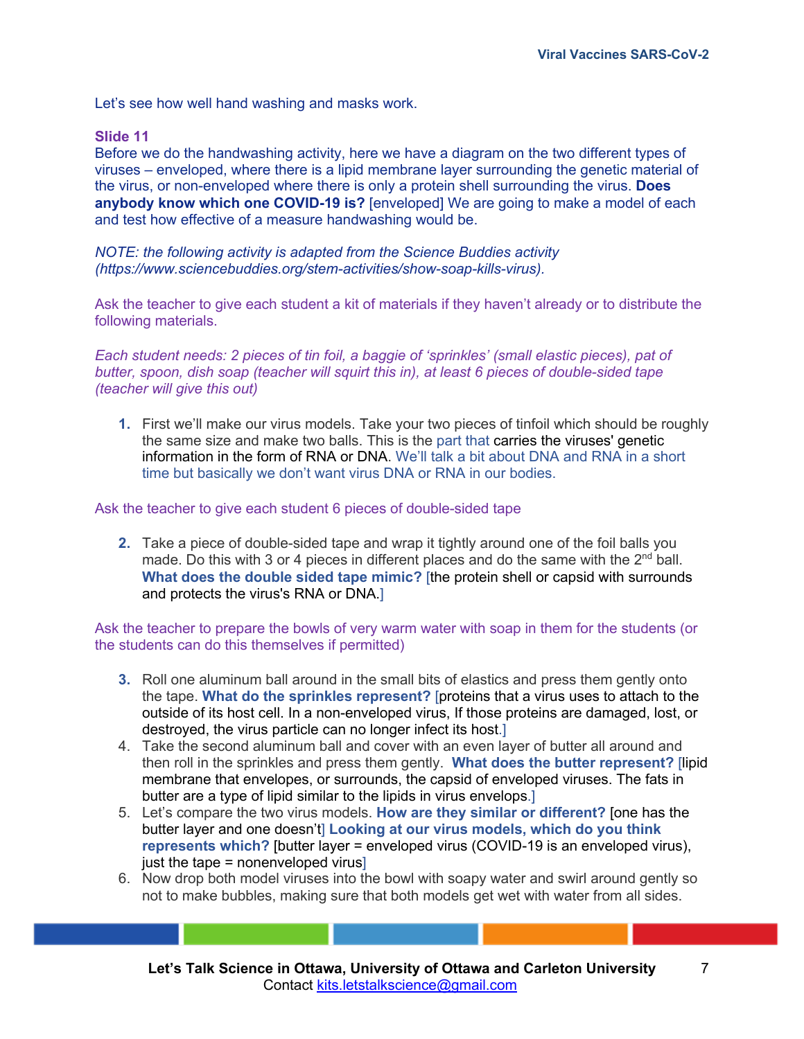Let's see how well hand washing and masks work.

**Slide 11**

Before we do the handwashing activity, here we have a diagram on the two different types of viruses – enveloped, where there is a lipid membrane layer surrounding the genetic material of the virus, or non-enveloped where there is only a protein shell surrounding the virus. **Does anybody know which one COVID-19 is?** [enveloped] We are going to make a model of each and test how effective of a measure handwashing would be.

*NOTE: the following activity is adapted from the Science Buddies activity (https://www.sciencebuddies.org/stem-activities/show-soap-kills-virus).*

Ask the teacher to give each student a kit of materials if they haven't already or to distribute the following materials.

*Each student needs: 2 pieces of tin foil, a baggie of 'sprinkles' (small elastic pieces), pat of butter, spoon, dish soap (teacher will squirt this in), at least 6 pieces of double-sided tape (teacher will give this out)*

1. First we'll make our virus models. Take your two pieces of tinfoil which should be roughly the same size and make two balls. This is the part that carries the viruses' genetic information in the form of RNA or DNA. We'll talk a bit about DNA and RNA in a short time but basically we don't want virus DNA or RNA in our bodies.

Ask the teacher to give each student 6 pieces of double-sided tape

2. Take a piece of double-sided tape and wrap it tightly around one of the foil balls you made. Do this with 3 or 4 pieces in different places and do the same with the 2nd ball. **What does the double sided tape mimic?** [the protein shell or capsid with surrounds and protects the virus's RNA or DNA.]

Ask the teacher to prepare the bowls of very warm water with soap in them for the students (or the students can do this themselves if permitted)

3. Roll one aluminum ball around in the small bits of elastics and press them gently onto the tape. **What do the sprinkles represent?** [proteins that a virus uses to attach to the outside of its host cell. In a non-enveloped virus, If those proteins are damaged, lost, or destroyed, the virus particle can no longer infect its host.]
4. Take the second aluminum ball and cover with an even layer of butter all around and then roll in the sprinkles and press them gently. **What does the butter represent?** [lipid membrane that envelopes, or surrounds, the capsid of enveloped viruses. The fats in butter are a type of lipid similar to the lipids in virus envelops.]
5. Let's compare the two virus models. **How are they similar or different?** [one has the butter layer and one doesn't] **Looking at our virus models, which do you think represents which?** [butter layer = enveloped virus (COVID-19 is an enveloped virus), just the tape = nonenveloped virus]
6. Now drop both model viruses into the bowl with soapy water and swirl around gently so not to make bubbles, making sure that both models get wet with water from all sides.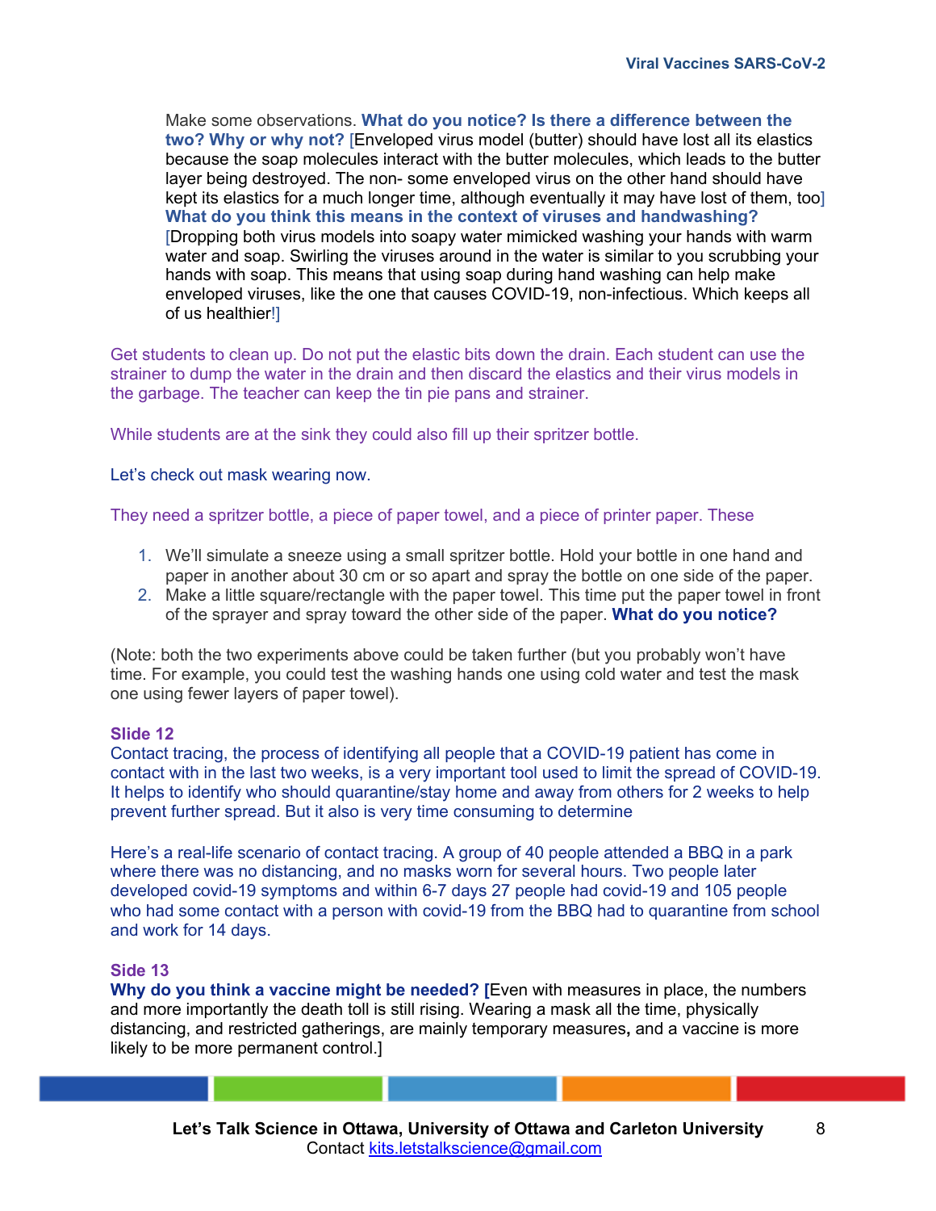Make some observations. **What do you notice? Is there a difference between the two? Why or why not?** [Enveloped virus model (butter) should have lost all its elastics because the soap molecules interact with the butter molecules, which leads to the butter layer being destroyed. The non- some enveloped virus on the other hand should have kept its elastics for a much longer time, although eventually it may have lost of them, too] **What do you think this means in the context of viruses and handwashing?** [Dropping both virus models into soapy water mimicked washing your hands with warm water and soap. Swirling the viruses around in the water is similar to you scrubbing your hands with soap. This means that using soap during hand washing can help make enveloped viruses, like the one that causes COVID-19, non-infectious. Which keeps all of us healthier!]

Get students to clean up. Do not put the elastic bits down the drain. Each student can use the strainer to dump the water in the drain and then discard the elastics and their virus models in the garbage. The teacher can keep the tin pie pans and strainer.

While students are at the sink they could also fill up their spritzer bottle.

Let's check out mask wearing now.

They need a spritzer bottle, a piece of paper towel, and a piece of printer paper. These

1. We'll simulate a sneeze using a small spritzer bottle. Hold your bottle in one hand and paper in another about 30 cm or so apart and spray the bottle on one side of the paper.
2. Make a little square/rectangle with the paper towel. This time put the paper towel in front of the sprayer and spray toward the other side of the paper. **What do you notice?**

(Note: both the two experiments above could be taken further (but you probably won't have time. For example, you could test the washing hands one using cold water and test the mask one using fewer layers of paper towel).

**Slide 12**

Contact tracing, the process of identifying all people that a COVID-19 patient has come in contact with in the last two weeks, is a very important tool used to limit the spread of COVID-19. It helps to identify who should quarantine/stay home and away from others for 2 weeks to help prevent further spread. But it also is very time consuming to determine

Here's a real-life scenario of contact tracing. A group of 40 people attended a BBQ in a park where there was no distancing, and no masks worn for several hours. Two people later developed covid-19 symptoms and within 6-7 days 27 people had covid-19 and 105 people who had some contact with a person with covid-19 from the BBQ had to quarantine from school and work for 14 days.

**Side 13**

**Why do you think a vaccine might be needed? [**Even with measures in place, the numbers and more importantly the death toll is still rising. Wearing a mask all the time, physically distancing, and restricted gatherings, are mainly temporary measures**,** and a vaccine is more likely to be more permanent control.]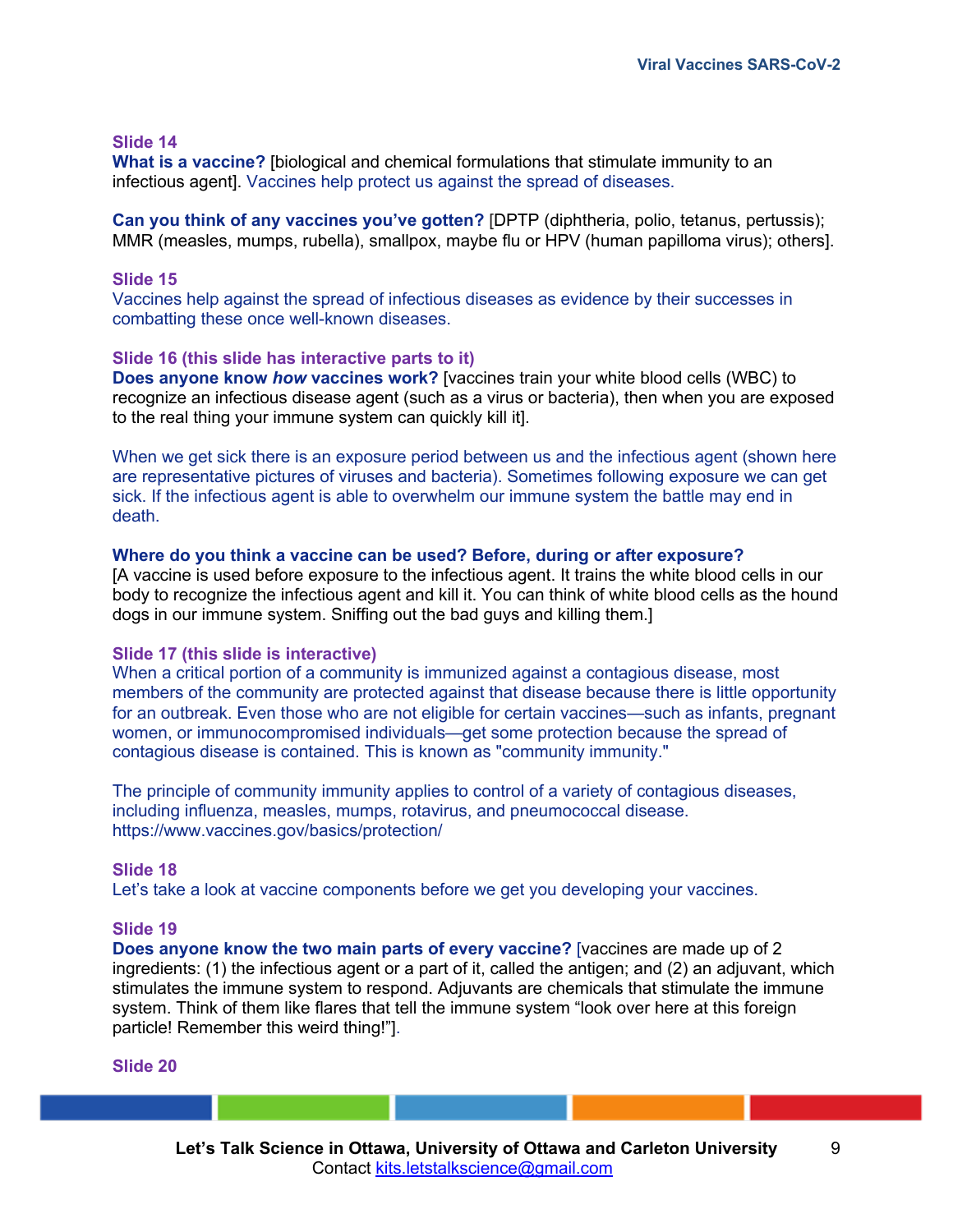**Slide 14**

**What is a vaccine?** [biological and chemical formulations that stimulate immunity to an infectious agent]. Vaccines help protect us against the spread of diseases.

**Can you think of any vaccines you've gotten?** [DPTP (diphtheria, polio, tetanus, pertussis); MMR (measles, mumps, rubella), smallpox, maybe flu or HPV (human papilloma virus); others].

**Slide 15**

Vaccines help against the spread of infectious diseases as evidence by their successes in combatting these once well-known diseases.

**Slide 16 (this slide has interactive parts to it)**

**Does anyone know *how* vaccines work?** [vaccines train your white blood cells (WBC) to recognize an infectious disease agent (such as a virus or bacteria), then when you are exposed to the real thing your immune system can quickly kill it].

When we get sick there is an exposure period between us and the infectious agent (shown here are representative pictures of viruses and bacteria). Sometimes following exposure we can get sick. If the infectious agent is able to overwhelm our immune system the battle may end in death.

**Where do you think a vaccine can be used? Before, during or after exposure?**
[A vaccine is used before exposure to the infectious agent. It trains the white blood cells in our body to recognize the infectious agent and kill it. You can think of white blood cells as the hound dogs in our immune system. Sniffing out the bad guys and killing them.]

**Slide 17 (this slide is interactive)**

When a critical portion of a community is immunized against a contagious disease, most members of the community are protected against that disease because there is little opportunity for an outbreak. Even those who are not eligible for certain vaccines—such as infants, pregnant women, or immunocompromised individuals—get some protection because the spread of contagious disease is contained. This is known as "community immunity."

The principle of community immunity applies to control of a variety of contagious diseases, including influenza, measles, mumps, rotavirus, and pneumococcal disease.
https://www.vaccines.gov/basics/protection/

**Slide 18**

Let's take a look at vaccine components before we get you developing your vaccines.

**Slide 19**

**Does anyone know the two main parts of every vaccine?** [vaccines are made up of 2 ingredients: (1) the infectious agent or a part of it, called the antigen; and (2) an adjuvant, which stimulates the immune system to respond. Adjuvants are chemicals that stimulate the immune system. Think of them like flares that tell the immune system "look over here at this foreign particle! Remember this weird thing!"].

**Slide 20**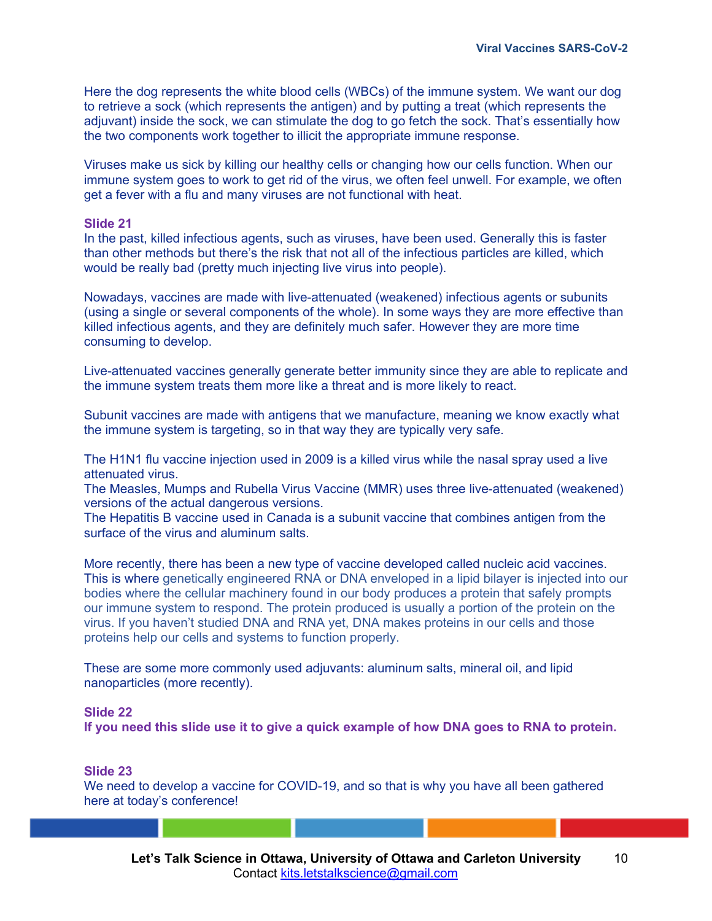Here the dog represents the white blood cells (WBCs) of the immune system. We want our dog to retrieve a sock (which represents the antigen) and by putting a treat (which represents the adjuvant) inside the sock, we can stimulate the dog to go fetch the sock. That's essentially how the two components work together to illicit the appropriate immune response.

Viruses make us sick by killing our healthy cells or changing how our cells function. When our immune system goes to work to get rid of the virus, we often feel unwell. For example, we often get a fever with a flu and many viruses are not functional with heat.

**Slide 21**

In the past, killed infectious agents, such as viruses, have been used. Generally this is faster than other methods but there's the risk that not all of the infectious particles are killed, which would be really bad (pretty much injecting live virus into people).

Nowadays, vaccines are made with live-attenuated (weakened) infectious agents or subunits (using a single or several components of the whole). In some ways they are more effective than killed infectious agents, and they are definitely much safer. However they are more time consuming to develop.

Live-attenuated vaccines generally generate better immunity since they are able to replicate and the immune system treats them more like a threat and is more likely to react.

Subunit vaccines are made with antigens that we manufacture, meaning we know exactly what the immune system is targeting, so in that way they are typically very safe.

The H1N1 flu vaccine injection used in 2009 is a killed virus while the nasal spray used a live attenuated virus.
The Measles, Mumps and Rubella Virus Vaccine (MMR) uses three live-attenuated (weakened) versions of the actual dangerous versions.
The Hepatitis B vaccine used in Canada is a subunit vaccine that combines antigen from the surface of the virus and aluminum salts.

More recently, there has been a new type of vaccine developed called nucleic acid vaccines. This is where genetically engineered RNA or DNA enveloped in a lipid bilayer is injected into our bodies where the cellular machinery found in our body produces a protein that safely prompts our immune system to respond. The protein produced is usually a portion of the protein on the virus. If you haven't studied DNA and RNA yet, DNA makes proteins in our cells and those proteins help our cells and systems to function properly.

These are some more commonly used adjuvants: aluminum salts, mineral oil, and lipid nanoparticles (more recently).

**Slide 22**

**If you need this slide use it to give a quick example of how DNA goes to RNA to protein.**

**Slide 23**

We need to develop a vaccine for COVID-19, and so that is why you have all been gathered here at today's conference!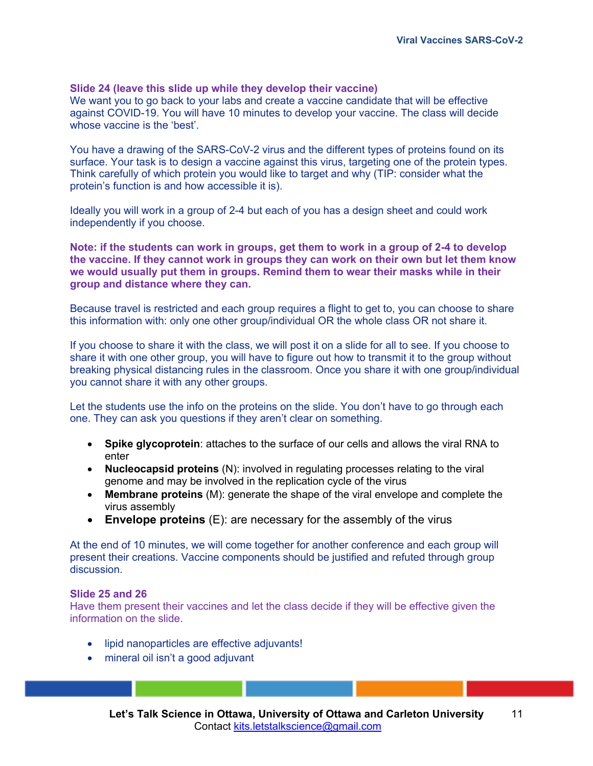**Slide 24 (leave this slide up while they develop their vaccine)**

We want you to go back to your labs and create a vaccine candidate that will be effective against COVID-19. You will have 10 minutes to develop your vaccine. The class will decide whose vaccine is the 'best'.

You have a drawing of the SARS-CoV-2 virus and the different types of proteins found on its surface. Your task is to design a vaccine against this virus, targeting one of the protein types. Think carefully of which protein you would like to target and why (TIP: consider what the protein's function is and how accessible it is).

Ideally you will work in a group of 2-4 but each of you has a design sheet and could work independently if you choose.

**Note: if the students can work in groups, get them to work in a group of 2-4 to develop the vaccine. If they cannot work in groups they can work on their own but let them know we would usually put them in groups. Remind them to wear their masks while in their group and distance where they can.**

Because travel is restricted and each group requires a flight to get to, you can choose to share this information with: only one other group/individual OR the whole class OR not share it.

If you choose to share it with the class, we will post it on a slide for all to see. If you choose to share it with one other group, you will have to figure out how to transmit it to the group without breaking physical distancing rules in the classroom. Once you share it with one group/individual you cannot share it with any other groups.

Let the students use the info on the proteins on the slide. You don't have to go through each one. They can ask you questions if they aren't clear on something.

- **Spike glycoprotein**: attaches to the surface of our cells and allows the viral RNA to enter
- **Nucleocapsid proteins** (N): involved in regulating processes relating to the viral genome and may be involved in the replication cycle of the virus
- **Membrane proteins** (M): generate the shape of the viral envelope and complete the virus assembly
- **Envelope proteins** (E): are necessary for the assembly of the virus

At the end of 10 minutes, we will come together for another conference and each group will present their creations. Vaccine components should be justified and refuted through group discussion.

**Slide 25 and 26**

Have them present their vaccines and let the class decide if they will be effective given the information on the slide.

- lipid nanoparticles are effective adjuvants!
- mineral oil isn't a good adjuvant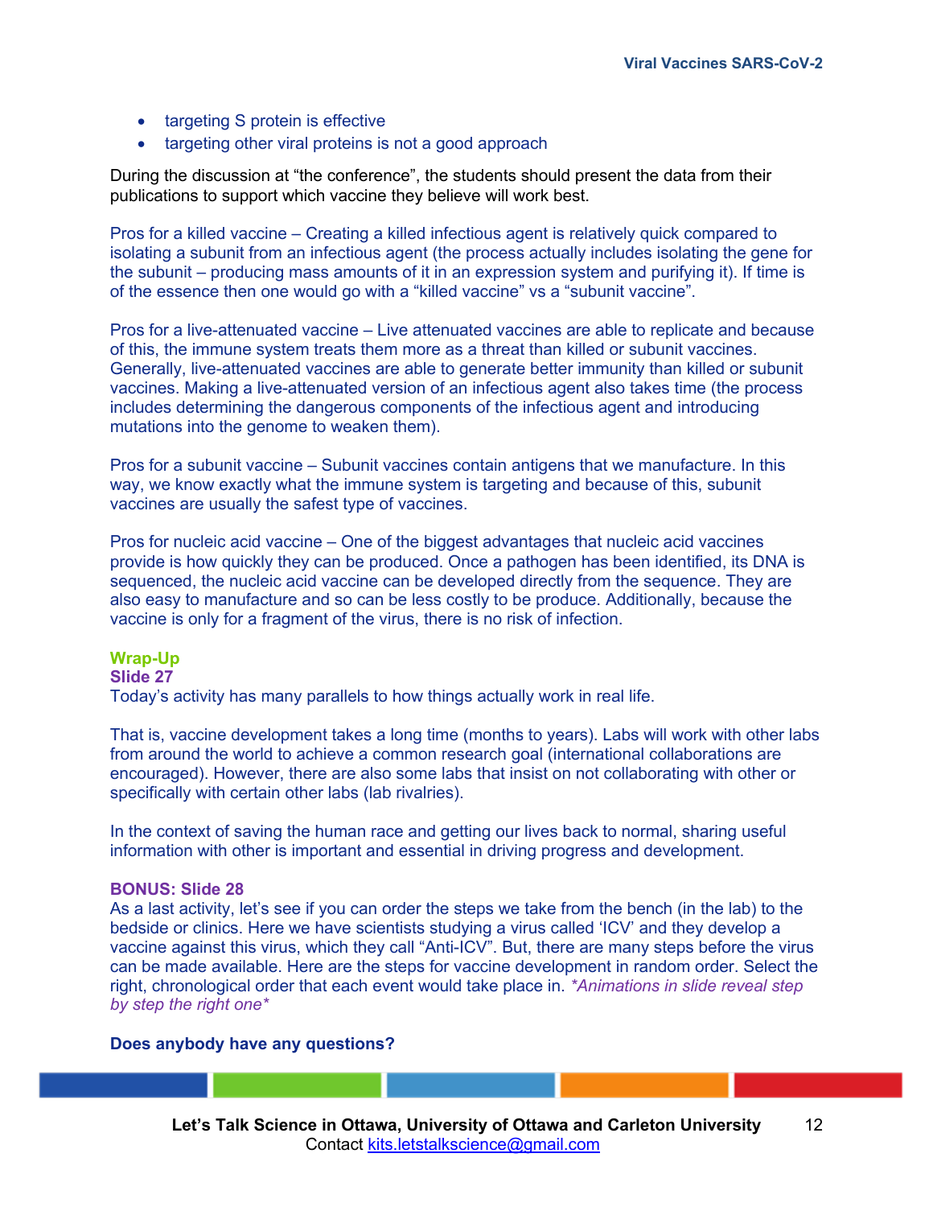- targeting S protein is effective
- targeting other viral proteins is not a good approach

During the discussion at "the conference", the students should present the data from their publications to support which vaccine they believe will work best.

Pros for a killed vaccine – Creating a killed infectious agent is relatively quick compared to isolating a subunit from an infectious agent (the process actually includes isolating the gene for the subunit – producing mass amounts of it in an expression system and purifying it). If time is of the essence then one would go with a "killed vaccine" vs a "subunit vaccine".

Pros for a live-attenuated vaccine – Live attenuated vaccines are able to replicate and because of this, the immune system treats them more as a threat than killed or subunit vaccines. Generally, live-attenuated vaccines are able to generate better immunity than killed or subunit vaccines. Making a live-attenuated version of an infectious agent also takes time (the process includes determining the dangerous components of the infectious agent and introducing mutations into the genome to weaken them).

Pros for a subunit vaccine – Subunit vaccines contain antigens that we manufacture. In this way, we know exactly what the immune system is targeting and because of this, subunit vaccines are usually the safest type of vaccines.

Pros for nucleic acid vaccine – One of the biggest advantages that nucleic acid vaccines provide is how quickly they can be produced. Once a pathogen has been identified, its DNA is sequenced, the nucleic acid vaccine can be developed directly from the sequence. They are also easy to manufacture and so can be less costly to be produce. Additionally, because the vaccine is only for a fragment of the virus, there is no risk of infection.

## Wrap-Up

### Slide 27

Today's activity has many parallels to how things actually work in real life.

That is, vaccine development takes a long time (months to years). Labs will work with other labs from around the world to achieve a common research goal (international collaborations are encouraged). However, there are also some labs that insist on not collaborating with other or specifically with certain other labs (lab rivalries).

In the context of saving the human race and getting our lives back to normal, sharing useful information with other is important and essential in driving progress and development.

### BONUS: Slide 28

As a last activity, let's see if you can order the steps we take from the bench (in the lab) to the bedside or clinics. Here we have scientists studying a virus called 'ICV' and they develop a vaccine against this virus, which they call "Anti-ICV". But, there are many steps before the virus can be made available. Here are the steps for vaccine development in random order. Select the right, chronological order that each event would take place in. *\*Animations in slide reveal step by step the right one\**

**Does anybody have any questions?**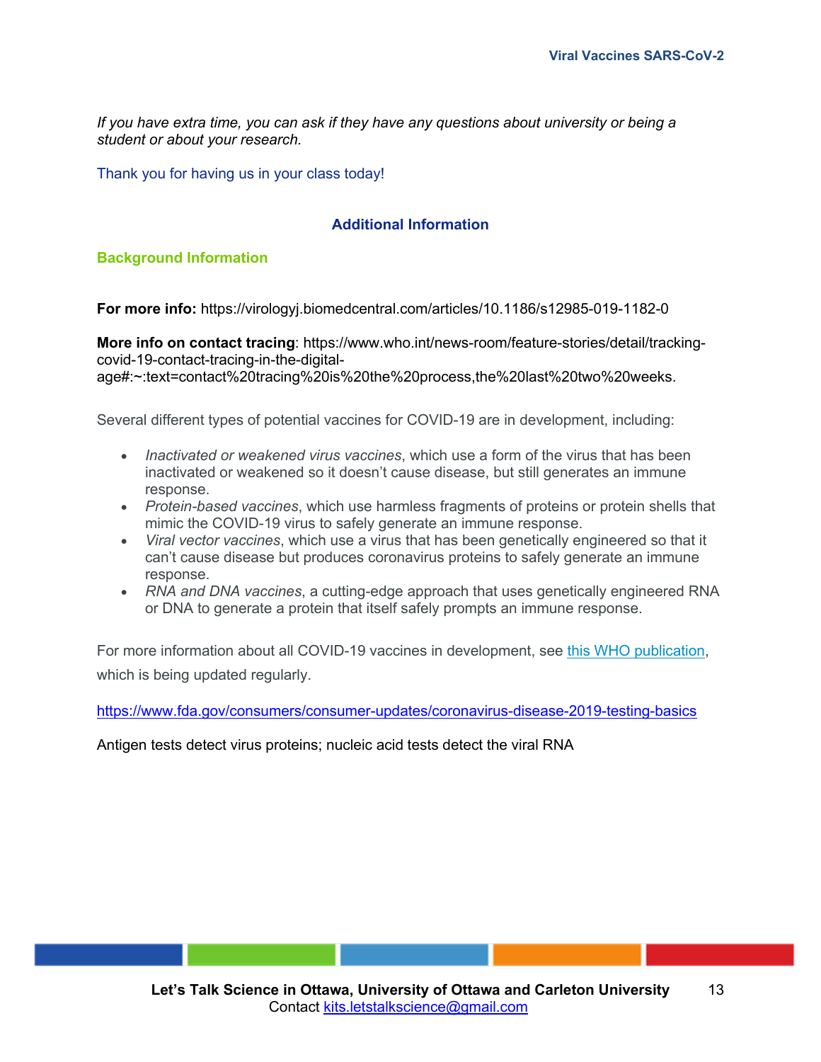*If you have extra time, you can ask if they have any questions about university or being a student or about your research.*

Thank you for having us in your class today!

## Additional Information

### Background Information

**For more info:** https://virologyj.biomedcentral.com/articles/10.1186/s12985-019-1182-0

**More info on contact tracing**: https://www.who.int/news-room/feature-stories/detail/tracking-covid-19-contact-tracing-in-the-digital-age#:~:text=contact%20tracing%20is%20the%20process,the%20last%20two%20weeks.

Several different types of potential vaccines for COVID-19 are in development, including:

- *Inactivated or weakened virus vaccines*, which use a form of the virus that has been inactivated or weakened so it doesn't cause disease, but still generates an immune response.
- *Protein-based vaccines*, which use harmless fragments of proteins or protein shells that mimic the COVID-19 virus to safely generate an immune response.
- *Viral vector vaccines*, which use a virus that has been genetically engineered so that it can't cause disease but produces coronavirus proteins to safely generate an immune response.
- *RNA and DNA vaccines*, a cutting-edge approach that uses genetically engineered RNA or DNA to generate a protein that itself safely prompts an immune response.

For more information about all COVID-19 vaccines in development, see this WHO publication, which is being updated regularly.

https://www.fda.gov/consumers/consumer-updates/coronavirus-disease-2019-testing-basics

Antigen tests detect virus proteins; nucleic acid tests detect the viral RNA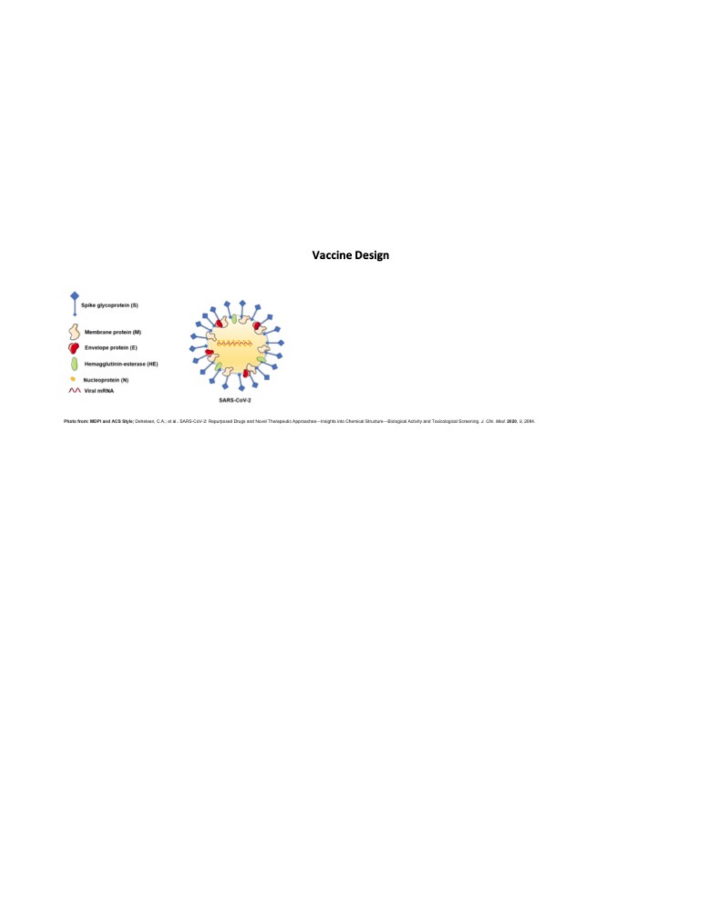## Vaccine Design

Spike glycoprotein (S)

Membrane protein (M)

Envelope protein (E)

Hemagglutinin-esterase (HE)

Nucleoprotein (N)

Viral mRNA

SARS-CoV-2

Photo from: MDPI and ACS Style; Dehelean, C.A.; et al., SARS-CoV-2: Repurposed Drugs and Novel Therapeutic Approaches—Insights into Chemical Structure—Biological Activity and Toxicological Screening. *J. Clin. Med.* **2020**, 9, 2084.